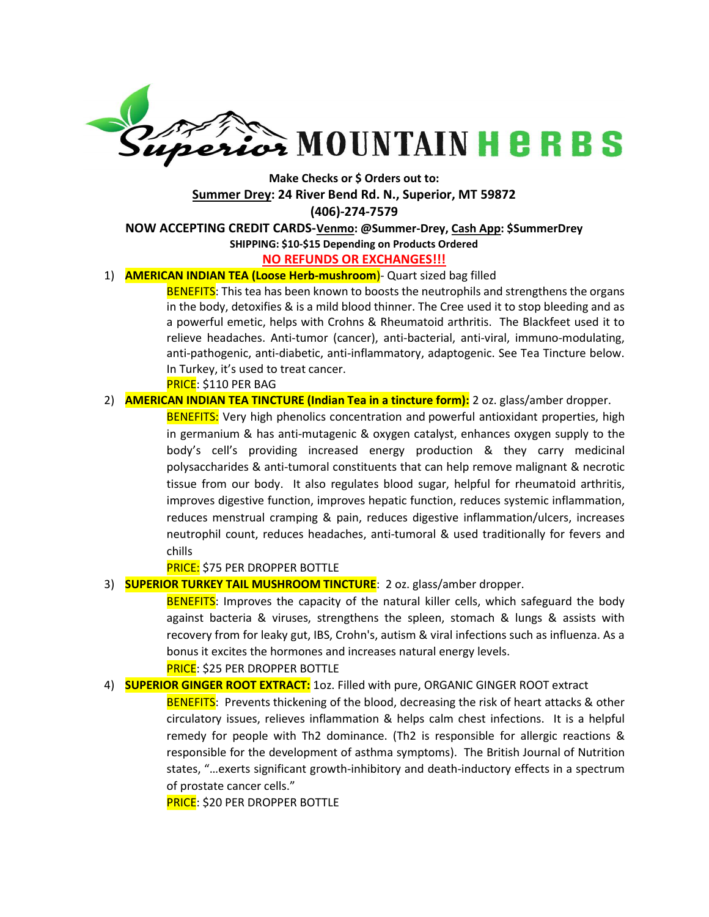# Superior MOUNTAIN HERBS

**Make Checks or $ Orders out to:**
**Summer Drey: 24 River Bend Rd. N., Superior, MT 59872**
**(406)-274-7579**
**NOW ACCEPTING CREDIT CARDS-Venmo: @Summer-Drey, Cash App: $SummerDrey**
**SHIPPING: $10-$15 Depending on Products Ordered**
**NO REFUNDS OR EXCHANGES!!!**

1) **AMERICAN INDIAN TEA (Loose Herb-mushroom)**- Quart sized bag filled

   BENEFITS: This tea has been known to boosts the neutrophils and strengthens the organs in the body, detoxifies & is a mild blood thinner. The Cree used it to stop bleeding and as a powerful emetic, helps with Crohns & Rheumatoid arthritis. The Blackfeet used it to relieve headaches. Anti-tumor (cancer), anti-bacterial, anti-viral, immuno-modulating, anti-pathogenic, anti-diabetic, anti-inflammatory, adaptogenic. See Tea Tincture below. In Turkey, it's used to treat cancer.

   PRICE: $110 PER BAG

2) **AMERICAN INDIAN TEA TINCTURE (Indian Tea in a tincture form):** 2 oz. glass/amber dropper.

   BENEFITS: Very high phenolics concentration and powerful antioxidant properties, high in germanium & has anti-mutagenic & oxygen catalyst, enhances oxygen supply to the body's cell's providing increased energy production & they carry medicinal polysaccharides & anti-tumoral constituents that can help remove malignant & necrotic tissue from our body. It also regulates blood sugar, helpful for rheumatoid arthritis, improves digestive function, improves hepatic function, reduces systemic inflammation, reduces menstrual cramping & pain, reduces digestive inflammation/ulcers, increases neutrophil count, reduces headaches, anti-tumoral & used traditionally for fevers and chills

   PRICE: $75 PER DROPPER BOTTLE

3) **SUPERIOR TURKEY TAIL MUSHROOM TINCTURE**: 2 oz. glass/amber dropper.

   BENEFITS: Improves the capacity of the natural killer cells, which safeguard the body against bacteria & viruses, strengthens the spleen, stomach & lungs & assists with recovery from for leaky gut, IBS, Crohn's, autism & viral infections such as influenza. As a bonus it excites the hormones and increases natural energy levels.

   PRICE: $25 PER DROPPER BOTTLE

4) **SUPERIOR GINGER ROOT EXTRACT:** 1oz. Filled with pure, ORGANIC GINGER ROOT extract

   BENEFITS: Prevents thickening of the blood, decreasing the risk of heart attacks & other circulatory issues, relieves inflammation & helps calm chest infections. It is a helpful remedy for people with Th2 dominance. (Th2 is responsible for allergic reactions & responsible for the development of asthma symptoms). The British Journal of Nutrition states, "…exerts significant growth-inhibitory and death-inductory effects in a spectrum of prostate cancer cells."

   PRICE: $20 PER DROPPER BOTTLE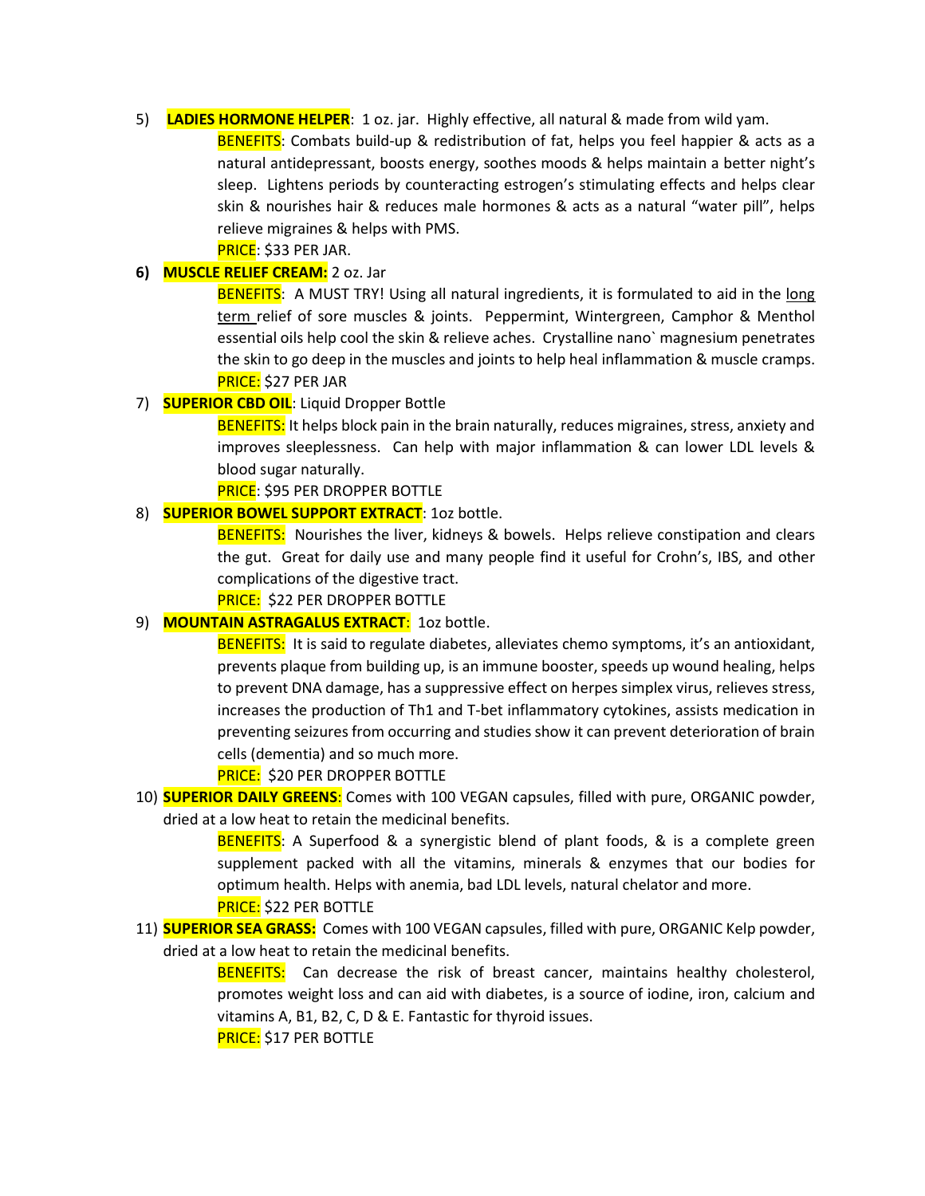5) **LADIES HORMONE HELPER**: 1 oz. jar. Highly effective, all natural & made from wild yam.

   BENEFITS: Combats build-up & redistribution of fat, helps you feel happier & acts as a natural antidepressant, boosts energy, soothes moods & helps maintain a better night's sleep. Lightens periods by counteracting estrogen's stimulating effects and helps clear skin & nourishes hair & reduces male hormones & acts as a natural "water pill", helps relieve migraines & helps with PMS.

   PRICE: $33 PER JAR.

6) **MUSCLE RELIEF CREAM:** 2 oz. Jar

   BENEFITS: A MUST TRY! Using all natural ingredients, it is formulated to aid in the long term relief of sore muscles & joints. Peppermint, Wintergreen, Camphor & Menthol essential oils help cool the skin & relieve aches. Crystalline nano` magnesium penetrates the skin to go deep in the muscles and joints to help heal inflammation & muscle cramps.

   PRICE: $27 PER JAR

7) **SUPERIOR CBD OIL**: Liquid Dropper Bottle

   BENEFITS: It helps block pain in the brain naturally, reduces migraines, stress, anxiety and improves sleeplessness. Can help with major inflammation & can lower LDL levels & blood sugar naturally.

   PRICE: $95 PER DROPPER BOTTLE

8) **SUPERIOR BOWEL SUPPORT EXTRACT**: 1oz bottle.

   BENEFITS: Nourishes the liver, kidneys & bowels. Helps relieve constipation and clears the gut. Great for daily use and many people find it useful for Crohn's, IBS, and other complications of the digestive tract.

   PRICE: $22 PER DROPPER BOTTLE

9) **MOUNTAIN ASTRAGALUS EXTRACT**: 1oz bottle.

   BENEFITS: It is said to regulate diabetes, alleviates chemo symptoms, it's an antioxidant, prevents plaque from building up, is an immune booster, speeds up wound healing, helps to prevent DNA damage, has a suppressive effect on herpes simplex virus, relieves stress, increases the production of Th1 and T-bet inflammatory cytokines, assists medication in preventing seizures from occurring and studies show it can prevent deterioration of brain cells (dementia) and so much more.

   PRICE: $20 PER DROPPER BOTTLE

10) **SUPERIOR DAILY GREENS**: Comes with 100 VEGAN capsules, filled with pure, ORGANIC powder, dried at a low heat to retain the medicinal benefits.

    BENEFITS: A Superfood & a synergistic blend of plant foods, & is a complete green supplement packed with all the vitamins, minerals & enzymes that our bodies for optimum health. Helps with anemia, bad LDL levels, natural chelator and more.

    PRICE: $22 PER BOTTLE

11) **SUPERIOR SEA GRASS:** Comes with 100 VEGAN capsules, filled with pure, ORGANIC Kelp powder, dried at a low heat to retain the medicinal benefits.

    BENEFITS: Can decrease the risk of breast cancer, maintains healthy cholesterol, promotes weight loss and can aid with diabetes, is a source of iodine, iron, calcium and vitamins A, B1, B2, C, D & E. Fantastic for thyroid issues.

    PRICE: $17 PER BOTTLE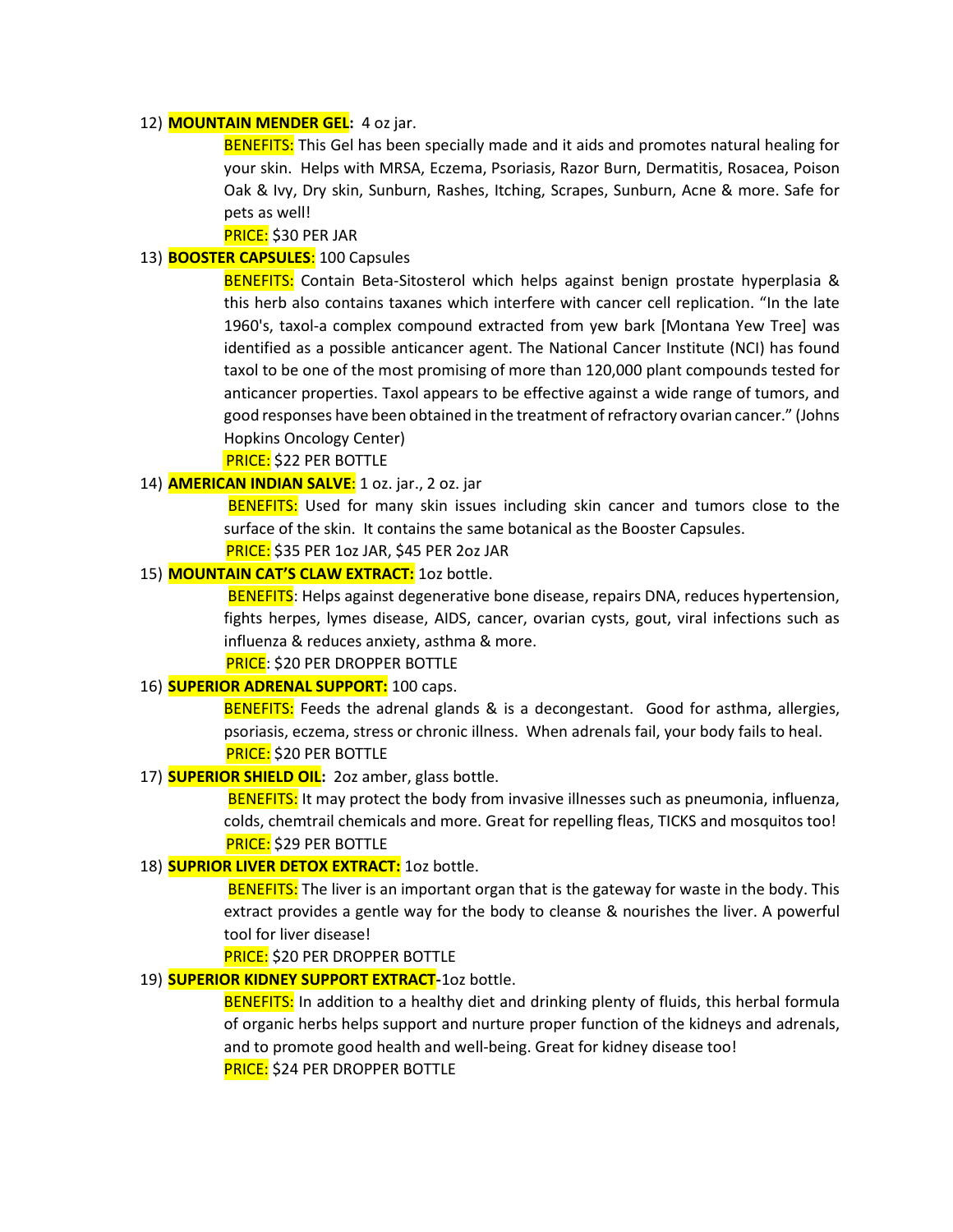12) **MOUNTAIN MENDER GEL:** 4 oz jar.

    BENEFITS: This Gel has been specially made and it aids and promotes natural healing for your skin. Helps with MRSA, Eczema, Psoriasis, Razor Burn, Dermatitis, Rosacea, Poison Oak & Ivy, Dry skin, Sunburn, Rashes, Itching, Scrapes, Sunburn, Acne & more. Safe for pets as well!

    PRICE: $30 PER JAR

13) **BOOSTER CAPSULES**: 100 Capsules

    BENEFITS: Contain Beta-Sitosterol which helps against benign prostate hyperplasia & this herb also contains taxanes which interfere with cancer cell replication. "In the late 1960's, taxol-a complex compound extracted from yew bark [Montana Yew Tree] was identified as a possible anticancer agent. The National Cancer Institute (NCI) has found taxol to be one of the most promising of more than 120,000 plant compounds tested for anticancer properties. Taxol appears to be effective against a wide range of tumors, and good responses have been obtained in the treatment of refractory ovarian cancer." (Johns Hopkins Oncology Center)

    PRICE: $22 PER BOTTLE

14) **AMERICAN INDIAN SALVE**: 1 oz. jar., 2 oz. jar

    BENEFITS: Used for many skin issues including skin cancer and tumors close to the surface of the skin. It contains the same botanical as the Booster Capsules.

    PRICE: $35 PER 1oz JAR, $45 PER 2oz JAR

15) **MOUNTAIN CAT'S CLAW EXTRACT:** 1oz bottle.

    BENEFITS: Helps against degenerative bone disease, repairs DNA, reduces hypertension, fights herpes, lymes disease, AIDS, cancer, ovarian cysts, gout, viral infections such as influenza & reduces anxiety, asthma & more.

    PRICE: $20 PER DROPPER BOTTLE

16) **SUPERIOR ADRENAL SUPPORT:** 100 caps.

    BENEFITS: Feeds the adrenal glands & is a decongestant. Good for asthma, allergies, psoriasis, eczema, stress or chronic illness. When adrenals fail, your body fails to heal.

    PRICE: $20 PER BOTTLE

17) **SUPERIOR SHIELD OIL:** 2oz amber, glass bottle.

    BENEFITS: It may protect the body from invasive illnesses such as pneumonia, influenza, colds, chemtrail chemicals and more. Great for repelling fleas, TICKS and mosquitos too!

    PRICE: $29 PER BOTTLE

18) **SUPRIOR LIVER DETOX EXTRACT:** 1oz bottle.

    BENEFITS: The liver is an important organ that is the gateway for waste in the body. This extract provides a gentle way for the body to cleanse & nourishes the liver. A powerful tool for liver disease!

    PRICE: $20 PER DROPPER BOTTLE

19) **SUPERIOR KIDNEY SUPPORT EXTRACT**-1oz bottle.

    BENEFITS: In addition to a healthy diet and drinking plenty of fluids, this herbal formula of organic herbs helps support and nurture proper function of the kidneys and adrenals, and to promote good health and well-being. Great for kidney disease too!

    PRICE: $24 PER DROPPER BOTTLE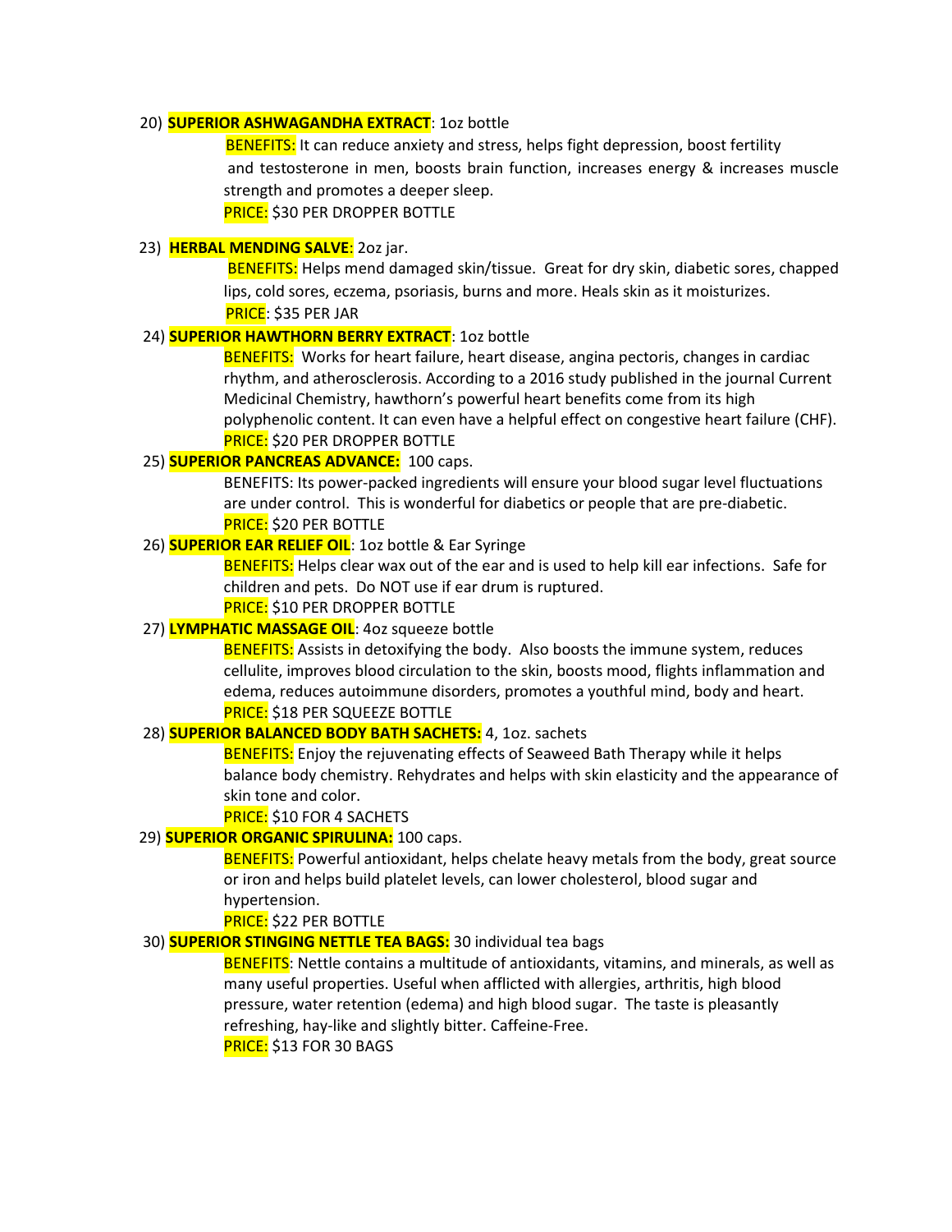20) **SUPERIOR ASHWAGANDHA EXTRACT**: 1oz bottle

BENEFITS: It can reduce anxiety and stress, helps fight depression, boost fertility and testosterone in men, boosts brain function, increases energy & increases muscle strength and promotes a deeper sleep.

PRICE: $30 PER DROPPER BOTTLE

23) **HERBAL MENDING SALVE**: 2oz jar.

BENEFITS: Helps mend damaged skin/tissue. Great for dry skin, diabetic sores, chapped lips, cold sores, eczema, psoriasis, burns and more. Heals skin as it moisturizes.

PRICE: $35 PER JAR

24) **SUPERIOR HAWTHORN BERRY EXTRACT**: 1oz bottle

BENEFITS: Works for heart failure, heart disease, angina pectoris, changes in cardiac rhythm, and atherosclerosis. According to a 2016 study published in the journal Current Medicinal Chemistry, hawthorn's powerful heart benefits come from its high polyphenolic content. It can even have a helpful effect on congestive heart failure (CHF).

PRICE: $20 PER DROPPER BOTTLE

25) **SUPERIOR PANCREAS ADVANCE:** 100 caps.

BENEFITS: Its power-packed ingredients will ensure your blood sugar level fluctuations are under control. This is wonderful for diabetics or people that are pre-diabetic.

PRICE: $20 PER BOTTLE

26) **SUPERIOR EAR RELIEF OIL**: 1oz bottle & Ear Syringe

BENEFITS: Helps clear wax out of the ear and is used to help kill ear infections. Safe for children and pets. Do NOT use if ear drum is ruptured.

PRICE: $10 PER DROPPER BOTTLE

27) **LYMPHATIC MASSAGE OIL**: 4oz squeeze bottle

BENEFITS: Assists in detoxifying the body. Also boosts the immune system, reduces cellulite, improves blood circulation to the skin, boosts mood, flights inflammation and edema, reduces autoimmune disorders, promotes a youthful mind, body and heart.

PRICE: $18 PER SQUEEZE BOTTLE

28) **SUPERIOR BALANCED BODY BATH SACHETS:** 4, 1oz. sachets

BENEFITS: Enjoy the rejuvenating effects of Seaweed Bath Therapy while it helps balance body chemistry. Rehydrates and helps with skin elasticity and the appearance of skin tone and color.

PRICE: $10 FOR 4 SACHETS

29) **SUPERIOR ORGANIC SPIRULINA:** 100 caps.

BENEFITS: Powerful antioxidant, helps chelate heavy metals from the body, great source or iron and helps build platelet levels, can lower cholesterol, blood sugar and hypertension.

PRICE: $22 PER BOTTLE

30) **SUPERIOR STINGING NETTLE TEA BAGS:** 30 individual tea bags

BENEFITS: Nettle contains a multitude of antioxidants, vitamins, and minerals, as well as many useful properties. Useful when afflicted with allergies, arthritis, high blood pressure, water retention (edema) and high blood sugar. The taste is pleasantly refreshing, hay-like and slightly bitter. Caffeine-Free.

PRICE: $13 FOR 30 BAGS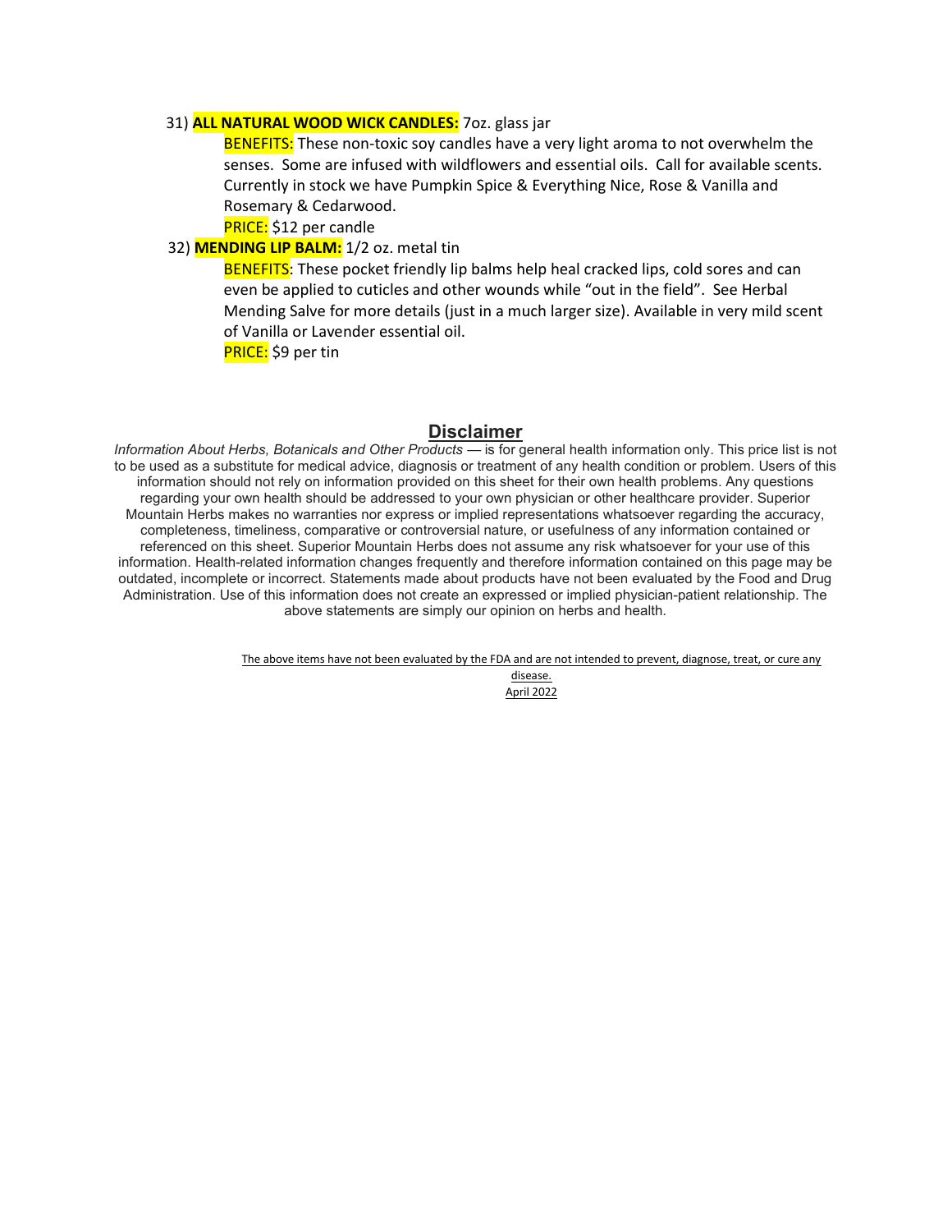31) **ALL NATURAL WOOD WICK CANDLES:** 7oz. glass jar

BENEFITS: These non-toxic soy candles have a very light aroma to not overwhelm the senses. Some are infused with wildflowers and essential oils. Call for available scents. Currently in stock we have Pumpkin Spice & Everything Nice, Rose & Vanilla and Rosemary & Cedarwood.

PRICE: $12 per candle

32) **MENDING LIP BALM:** 1/2 oz. metal tin

BENEFITS: These pocket friendly lip balms help heal cracked lips, cold sores and can even be applied to cuticles and other wounds while "out in the field". See Herbal Mending Salve for more details (just in a much larger size). Available in very mild scent of Vanilla or Lavender essential oil.

PRICE: $9 per tin

## Disclaimer

*Information About Herbs, Botanicals and Other Products* — is for general health information only. This price list is not to be used as a substitute for medical advice, diagnosis or treatment of any health condition or problem. Users of this information should not rely on information provided on this sheet for their own health problems. Any questions regarding your own health should be addressed to your own physician or other healthcare provider. Superior Mountain Herbs makes no warranties nor express or implied representations whatsoever regarding the accuracy, completeness, timeliness, comparative or controversial nature, or usefulness of any information contained or referenced on this sheet. Superior Mountain Herbs does not assume any risk whatsoever for your use of this information. Health-related information changes frequently and therefore information contained on this page may be outdated, incomplete or incorrect. Statements made about products have not been evaluated by the Food and Drug Administration. Use of this information does not create an expressed or implied physician-patient relationship. The above statements are simply our opinion on herbs and health.

The above items have not been evaluated by the FDA and are not intended to prevent, diagnose, treat, or cure any disease.

April 2022